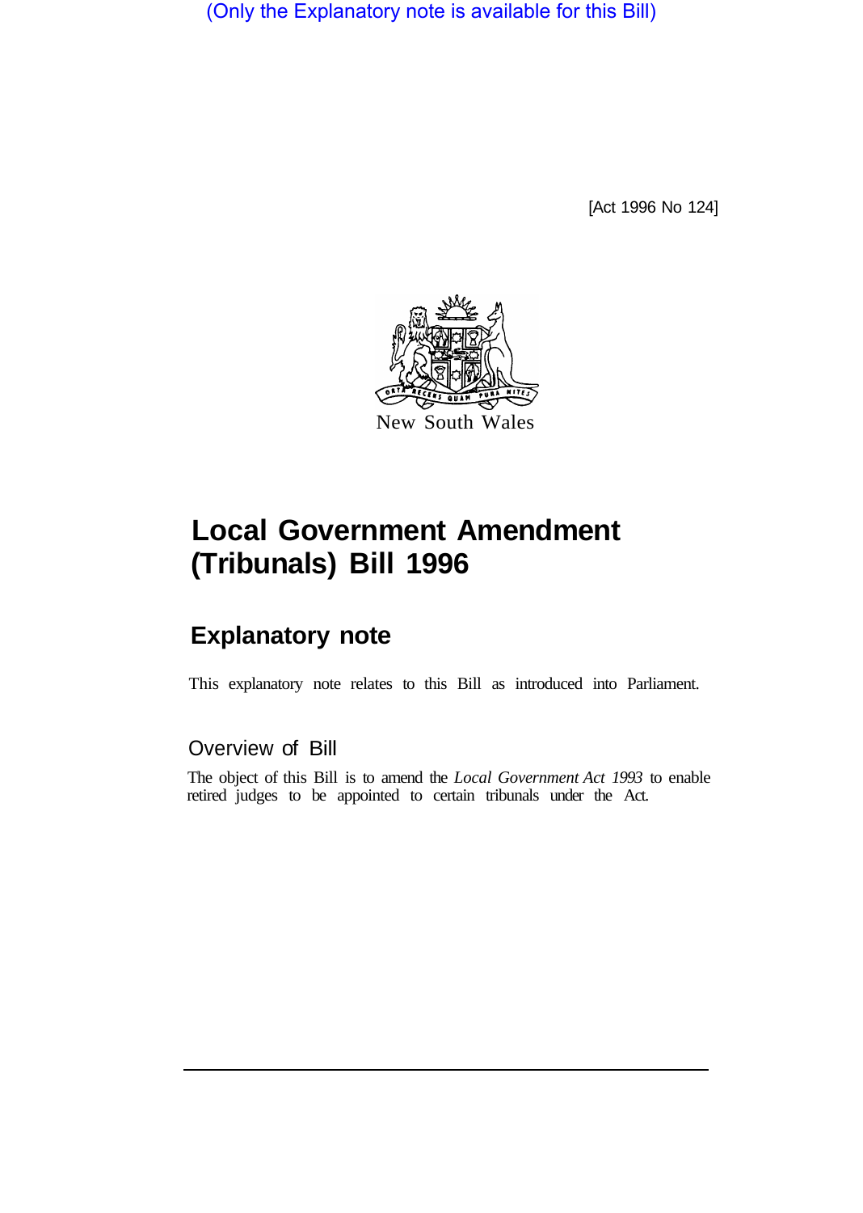(Only the Explanatory note is available for this Bill)

[Act 1996 No 124]

New South Wales

# Local Government Amendment (Tribunals) Bill 1996

## Explanatory note

This explanatory note relates to this Bill as introduced into Parliament.

### Overview of Bill

The object of this Bill is to amend the *Local Government Act 1993* to enable retired judges to be appointed to certain tribunals under the Act.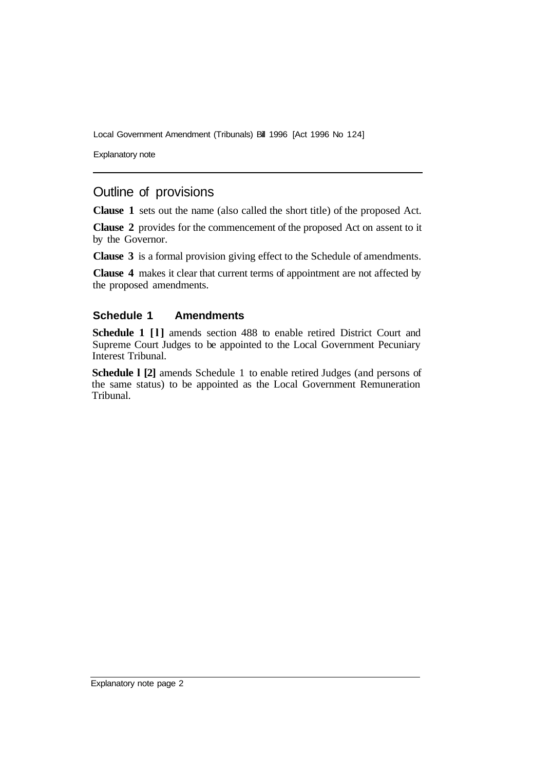## Outline of provisions

**Clause 1** sets out the name (also called the short title) of the proposed Act.

**Clause 2** provides for the commencement of the proposed Act on assent to it by the Governor.

**Clause 3** is a formal provision giving effect to the Schedule of amendments.

**Clause 4** makes it clear that current terms of appointment are not affected by the proposed amendments.

### Schedule 1 Amendments

**Schedule 1 [1]** amends section 488 to enable retired District Court and Supreme Court Judges to be appointed to the Local Government Pecuniary Interest Tribunal.

**Schedule 1 [2]** amends Schedule 1 to enable retired Judges (and persons of the same status) to be appointed as the Local Government Remuneration Tribunal.